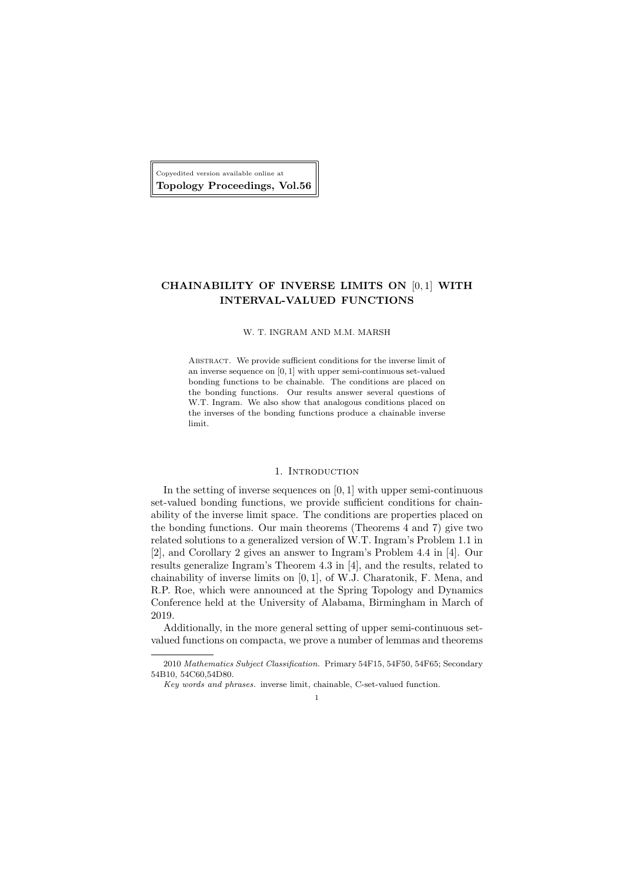Copyedited version available online at
**Topology Proceedings, Vol.56**

# CHAINABILITY OF INVERSE LIMITS ON $[0, 1]$ WITH INTERVAL-VALUED FUNCTIONS

W. T. INGRAM AND M.M. MARSH

Abstract. We provide sufficient conditions for the inverse limit of an inverse sequence on $[0, 1]$ with upper semi-continuous set-valued bonding functions to be chainable. The conditions are placed on the bonding functions. Our results answer several questions of W.T. Ingram. We also show that analogous conditions placed on the inverses of the bonding functions produce a chainable inverse limit.

## 1. Introduction

In the setting of inverse sequences on $[0, 1]$ with upper semi-continuous set-valued bonding functions, we provide sufficient conditions for chainability of the inverse limit space. The conditions are properties placed on the bonding functions. Our main theorems (Theorems 4 and 7) give two related solutions to a generalized version of W.T. Ingram's Problem 1.1 in [2], and Corollary 2 gives an answer to Ingram's Problem 4.4 in [4]. Our results generalize Ingram's Theorem 4.3 in [4], and the results, related to chainability of inverse limits on $[0, 1]$, of W.J. Charatonik, F. Mena, and R.P. Roe, which were announced at the Spring Topology and Dynamics Conference held at the University of Alabama, Birmingham in March of 2019.

Additionally, in the more general setting of upper semi-continuous set-valued functions on compacta, we prove a number of lemmas and theorems

2010 *Mathematics Subject Classification.* Primary 54F15, 54F50, 54F65; Secondary 54B10, 54C60,54D80.

*Key words and phrases.* inverse limit, chainable, C-set-valued function.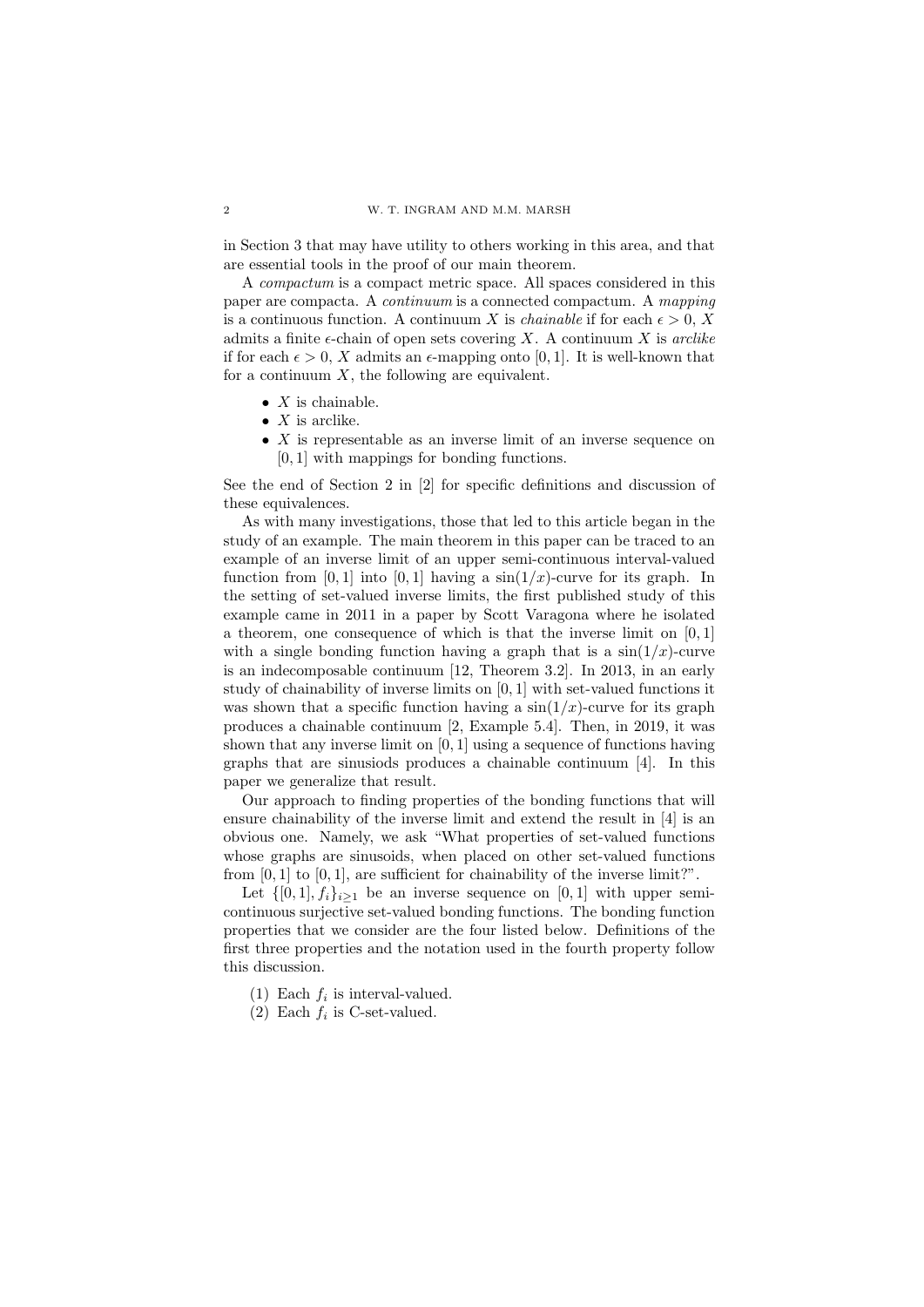in Section 3 that may have utility to others working in this area, and that are essential tools in the proof of our main theorem.

A *compactum* is a compact metric space. All spaces considered in this paper are compacta. A *continuum* is a connected compactum. A *mapping* is a continuous function. A continuum $X$ is *chainable* if for each $\epsilon > 0$, $X$ admits a finite $\epsilon$-chain of open sets covering $X$. A continuum $X$ is *arclike* if for each $\epsilon > 0$, $X$ admits an $\epsilon$-mapping onto $[0, 1]$. It is well-known that for a continuum $X$, the following are equivalent.

- $X$ is chainable.
- $X$ is arclike.
- $X$ is representable as an inverse limit of an inverse sequence on $[0, 1]$ with mappings for bonding functions.

See the end of Section 2 in [2] for specific definitions and discussion of these equivalences.

As with many investigations, those that led to this article began in the study of an example. The main theorem in this paper can be traced to an example of an inverse limit of an upper semi-continuous interval-valued function from $[0, 1]$ into $[0, 1]$ having a $\sin(1/x)$-curve for its graph. In the setting of set-valued inverse limits, the first published study of this example came in 2011 in a paper by Scott Varagona where he isolated a theorem, one consequence of which is that the inverse limit on $[0, 1]$ with a single bonding function having a graph that is a $\sin(1/x)$-curve is an indecomposable continuum [12, Theorem 3.2]. In 2013, in an early study of chainability of inverse limits on $[0, 1]$ with set-valued functions it was shown that a specific function having a $\sin(1/x)$-curve for its graph produces a chainable continuum [2, Example 5.4]. Then, in 2019, it was shown that any inverse limit on $[0, 1]$ using a sequence of functions having graphs that are sinusiods produces a chainable continuum [4]. In this paper we generalize that result.

Our approach to finding properties of the bonding functions that will ensure chainability of the inverse limit and extend the result in [4] is an obvious one. Namely, we ask "What properties of set-valued functions whose graphs are sinusoids, when placed on other set-valued functions from $[0, 1]$ to $[0, 1]$, are sufficient for chainability of the inverse limit?".

Let $\{[0, 1], f_i\}_{i \geq 1}$ be an inverse sequence on $[0, 1]$ with upper semi-continuous surjective set-valued bonding functions. The bonding function properties that we consider are the four listed below. Definitions of the first three properties and the notation used in the fourth property follow this discussion.

(1) Each $f_i$ is interval-valued.
(2) Each $f_i$ is C-set-valued.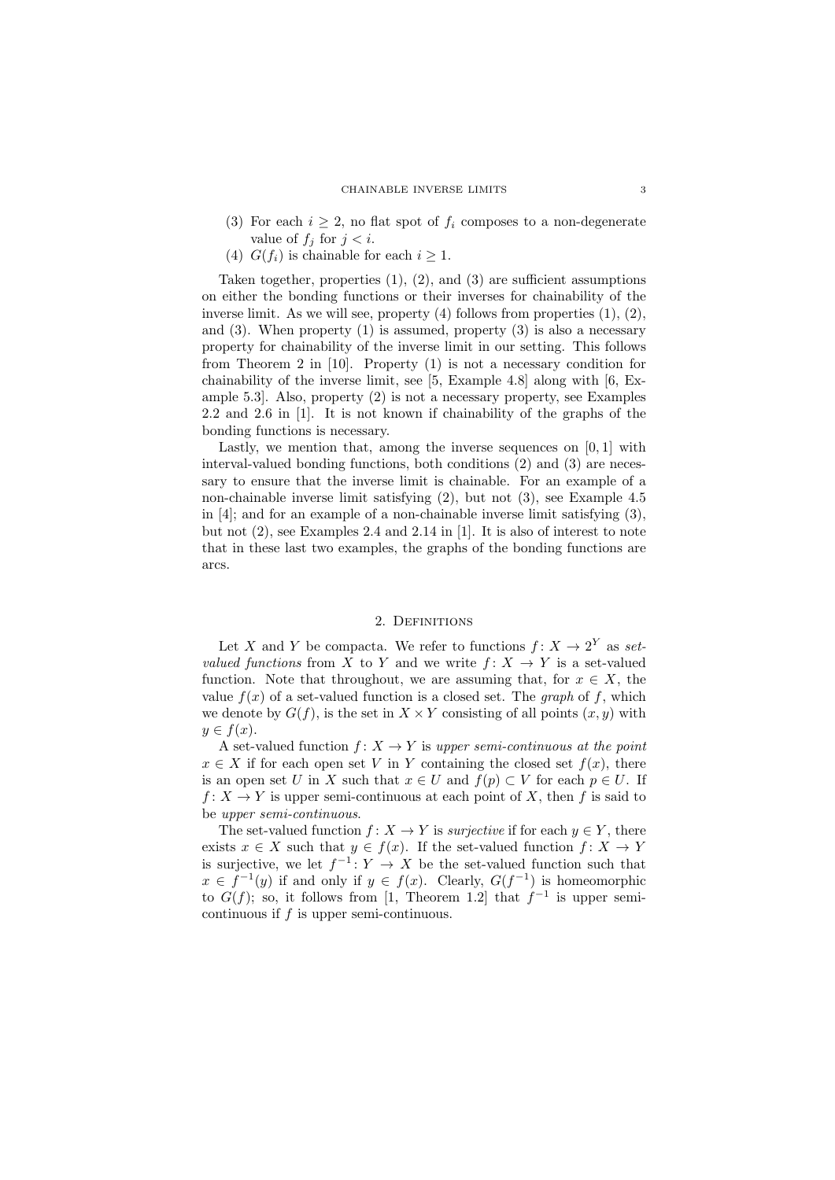(3) For each $i \geq 2$, no flat spot of $f_i$ composes to a non-degenerate value of $f_j$ for $j < i$.
(4) $G(f_i)$ is chainable for each $i \geq 1$.

Taken together, properties (1), (2), and (3) are sufficient assumptions on either the bonding functions or their inverses for chainability of the inverse limit. As we will see, property (4) follows from properties (1), (2), and (3). When property (1) is assumed, property (3) is also a necessary property for chainability of the inverse limit in our setting. This follows from Theorem 2 in [10]. Property (1) is not a necessary condition for chainability of the inverse limit, see [5, Example 4.8] along with [6, Example 5.3]. Also, property (2) is not a necessary property, see Examples 2.2 and 2.6 in [1]. It is not known if chainability of the graphs of the bonding functions is necessary.

Lastly, we mention that, among the inverse sequences on $[0, 1]$ with interval-valued bonding functions, both conditions (2) and (3) are necessary to ensure that the inverse limit is chainable. For an example of a non-chainable inverse limit satisfying (2), but not (3), see Example 4.5 in [4]; and for an example of a non-chainable inverse limit satisfying (3), but not (2), see Examples 2.4 and 2.14 in [1]. It is also of interest to note that in these last two examples, the graphs of the bonding functions are arcs.

## 2. Definitions

Let $X$ and $Y$ be compacta. We refer to functions $f: X \to 2^Y$ as *set-valued functions* from $X$ to $Y$ and we write $f: X \to Y$ is a set-valued function. Note that throughout, we are assuming that, for $x \in X$, the value $f(x)$ of a set-valued function is a closed set. The *graph* of $f$, which we denote by $G(f)$, is the set in $X \times Y$ consisting of all points $(x, y)$ with $y \in f(x)$.

A set-valued function $f: X \to Y$ is *upper semi-continuous at the point* $x \in X$ if for each open set $V$ in $Y$ containing the closed set $f(x)$, there is an open set $U$ in $X$ such that $x \in U$ and $f(p) \subset V$ for each $p \in U$. If $f: X \to Y$ is upper semi-continuous at each point of $X$, then $f$ is said to be *upper semi-continuous*.

The set-valued function $f: X \to Y$ is *surjective* if for each $y \in Y$, there exists $x \in X$ such that $y \in f(x)$. If the set-valued function $f: X \to Y$ is surjective, we let $f^{-1}: Y \to X$ be the set-valued function such that $x \in f^{-1}(y)$ if and only if $y \in f(x)$. Clearly, $G(f^{-1})$ is homeomorphic to $G(f)$; so, it follows from [1, Theorem 1.2] that $f^{-1}$ is upper semi-continuous if $f$ is upper semi-continuous.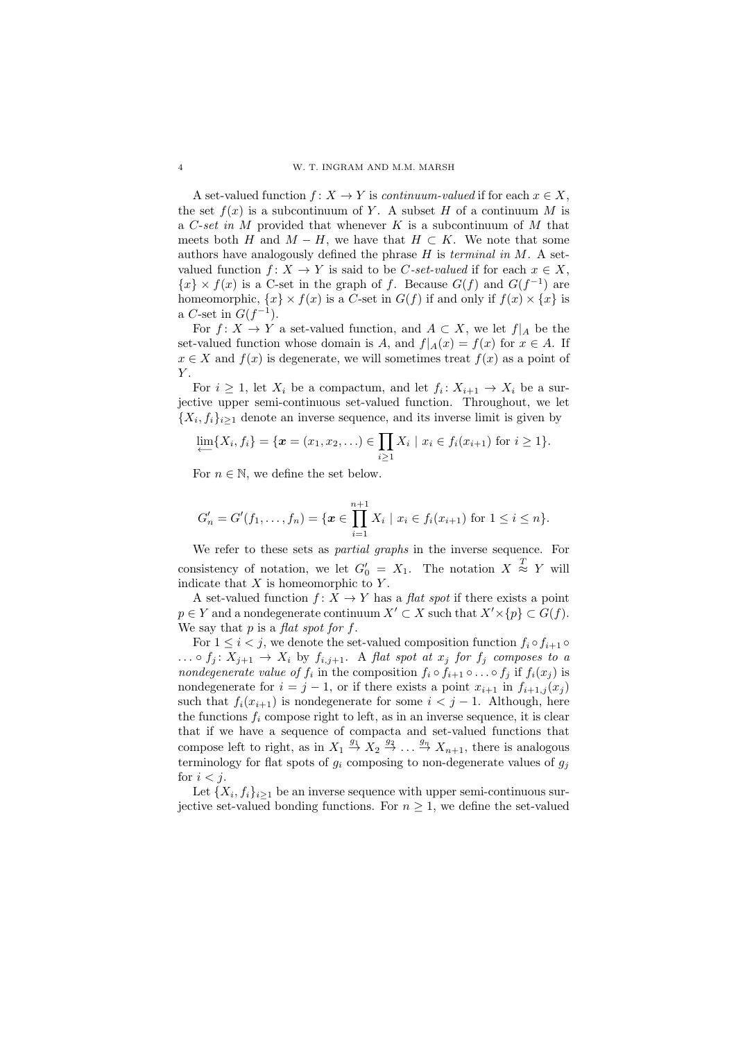A set-valued function $f\colon X \to Y$ is *continuum-valued* if for each $x \in X$, the set $f(x)$ is a subcontinuum of $Y$. A subset $H$ of a continuum $M$ is a *C-set in* $M$ provided that whenever $K$ is a subcontinuum of $M$ that meets both $H$ and $M - H$, we have that $H \subset K$. We note that some authors have analogously defined the phrase $H$ is *terminal in* $M$. A set-valued function $f\colon X \to Y$ is said to be *C-set-valued* if for each $x \in X$, $\{x\} \times f(x)$ is a C-set in the graph of $f$. Because $G(f)$ and $G(f^{-1})$ are homeomorphic, $\{x\} \times f(x)$ is a $C$-set in $G(f)$ if and only if $f(x) \times \{x\}$ is a $C$-set in $G(f^{-1})$.

For $f\colon X \to Y$ a set-valued function, and $A \subset X$, we let $f|_A$ be the set-valued function whose domain is $A$, and $f|_A(x) = f(x)$ for $x \in A$. If $x \in X$ and $f(x)$ is degenerate, we will sometimes treat $f(x)$ as a point of $Y$.

For $i \geq 1$, let $X_i$ be a compactum, and let $f_i\colon X_{i+1} \to X_i$ be a surjective upper semi-continuous set-valued function. Throughout, we let $\{X_i, f_i\}_{i\geq 1}$ denote an inverse sequence, and its inverse limit is given by

$$\varprojlim\{X_i, f_i\} = \{\boldsymbol{x} = (x_1, x_2, \ldots) \in \prod_{i\geq 1} X_i \mid x_i \in f_i(x_{i+1}) \text{ for } i \geq 1\}.$$

For $n \in \mathbb{N}$, we define the set below.

$$G'_n = G'(f_1, \ldots, f_n) = \{\boldsymbol{x} \in \prod_{i=1}^{n+1} X_i \mid x_i \in f_i(x_{i+1}) \text{ for } 1 \leq i \leq n\}.$$

We refer to these sets as *partial graphs* in the inverse sequence. For consistency of notation, we let $G'_0 = X_1$. The notation $X \overset{T}{\approx} Y$ will indicate that $X$ is homeomorphic to $Y$.

A set-valued function $f\colon X \to Y$ has a *flat spot* if there exists a point $p \in Y$ and a nondegenerate continuum $X' \subset X$ such that $X' \times \{p\} \subset G(f)$. We say that $p$ is a *flat spot for* $f$.

For $1 \leq i < j$, we denote the set-valued composition function $f_i \circ f_{i+1} \circ \ldots \circ f_j\colon X_{j+1} \to X_i$ by $f_{i,j+1}$. A *flat spot at* $x_j$ *for* $f_j$ *composes to a nondegenerate value of* $f_i$ in the composition $f_i \circ f_{i+1} \circ \ldots \circ f_j$ if $f_i(x_j)$ is nondegenerate for $i = j-1$, or if there exists a point $x_{i+1}$ in $f_{i+1,j}(x_j)$ such that $f_i(x_{i+1})$ is nondegenerate for some $i < j-1$. Although, here the functions $f_i$ compose right to left, as in an inverse sequence, it is clear that if we have a sequence of compacta and set-valued functions that compose left to right, as in $X_1 \overset{g_1}{\to} X_2 \overset{g_2}{\to} \ldots \overset{g_n}{\to} X_{n+1}$, there is analogous terminology for flat spots of $g_i$ composing to non-degenerate values of $g_j$ for $i < j$.

Let $\{X_i, f_i\}_{i\geq 1}$ be an inverse sequence with upper semi-continuous surjective set-valued bonding functions. For $n \geq 1$, we define the set-valued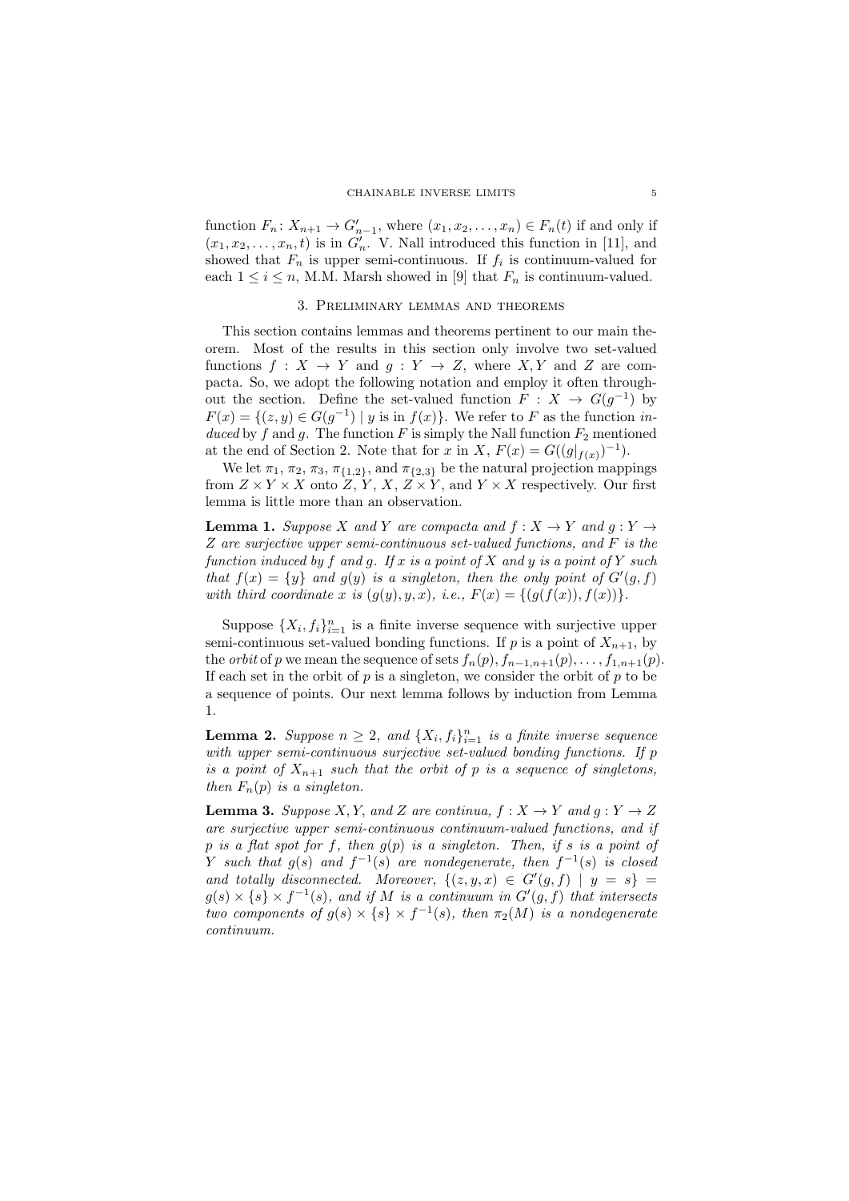function $F_n\colon X_{n+1} \to G'_{n-1}$, where $(x_1, x_2, \ldots, x_n) \in F_n(t)$ if and only if $(x_1, x_2, \ldots, x_n, t)$ is in $G'_n$. V. Nall introduced this function in [11], and showed that $F_n$ is upper semi-continuous. If $f_i$ is continuum-valued for each $1 \leq i \leq n$, M.M. Marsh showed in [9] that $F_n$ is continuum-valued.

## 3. Preliminary lemmas and theorems

This section contains lemmas and theorems pertinent to our main theorem. Most of the results in this section only involve two set-valued functions $f : X \to Y$ and $g : Y \to Z$, where $X, Y$ and $Z$ are compacta. So, we adopt the following notation and employ it often throughout the section. Define the set-valued function $F : X \to G(g^{-1})$ by $F(x) = \{(z, y) \in G(g^{-1}) \mid y \text{ is in } f(x)\}$. We refer to $F$ as the function *induced* by $f$ and $g$. The function $F$ is simply the Nall function $F_2$ mentioned at the end of Section 2. Note that for $x$ in $X$, $F(x) = G((g|_{f(x)})^{-1})$.

We let $\pi_1$, $\pi_2$, $\pi_3$, $\pi_{\{1,2\}}$, and $\pi_{\{2,3\}}$ be the natural projection mappings from $Z \times Y \times X$ onto $Z$, $Y$, $X$, $Z \times Y$, and $Y \times X$ respectively. Our first lemma is little more than an observation.

**Lemma 1.** *Suppose $X$ and $Y$ are compacta and $f : X \to Y$ and $g : Y \to Z$ are surjective upper semi-continuous set-valued functions, and $F$ is the function induced by $f$ and $g$. If $x$ is a point of $X$ and $y$ is a point of $Y$ such that $f(x) = \{y\}$ and $g(y)$ is a singleton, then the only point of $G'(g, f)$ with third coordinate $x$ is $(g(y), y, x)$, i.e., $F(x) = \{(g(f(x)), f(x))\}$.*

Suppose $\{X_i, f_i\}_{i=1}^n$ is a finite inverse sequence with surjective upper semi-continuous set-valued bonding functions. If $p$ is a point of $X_{n+1}$, by the *orbit* of $p$ we mean the sequence of sets $f_n(p), f_{n-1,n+1}(p), \ldots, f_{1,n+1}(p)$. If each set in the orbit of $p$ is a singleton, we consider the orbit of $p$ to be a sequence of points. Our next lemma follows by induction from Lemma 1.

**Lemma 2.** *Suppose $n \geq 2$, and $\{X_i, f_i\}_{i=1}^n$ is a finite inverse sequence with upper semi-continuous surjective set-valued bonding functions. If $p$ is a point of $X_{n+1}$ such that the orbit of $p$ is a sequence of singletons, then $F_n(p)$ is a singleton.*

**Lemma 3.** *Suppose $X, Y$, and $Z$ are continua, $f : X \to Y$ and $g : Y \to Z$ are surjective upper semi-continuous continuum-valued functions, and if $p$ is a flat spot for $f$, then $g(p)$ is a singleton. Then, if $s$ is a point of $Y$ such that $g(s)$ and $f^{-1}(s)$ are nondegenerate, then $f^{-1}(s)$ is closed and totally disconnected. Moreover, $\{(z, y, x) \in G'(g, f) \mid y = s\} = g(s) \times \{s\} \times f^{-1}(s)$, and if $M$ is a continuum in $G'(g, f)$ that intersects two components of $g(s) \times \{s\} \times f^{-1}(s)$, then $\pi_2(M)$ is a nondegenerate continuum.*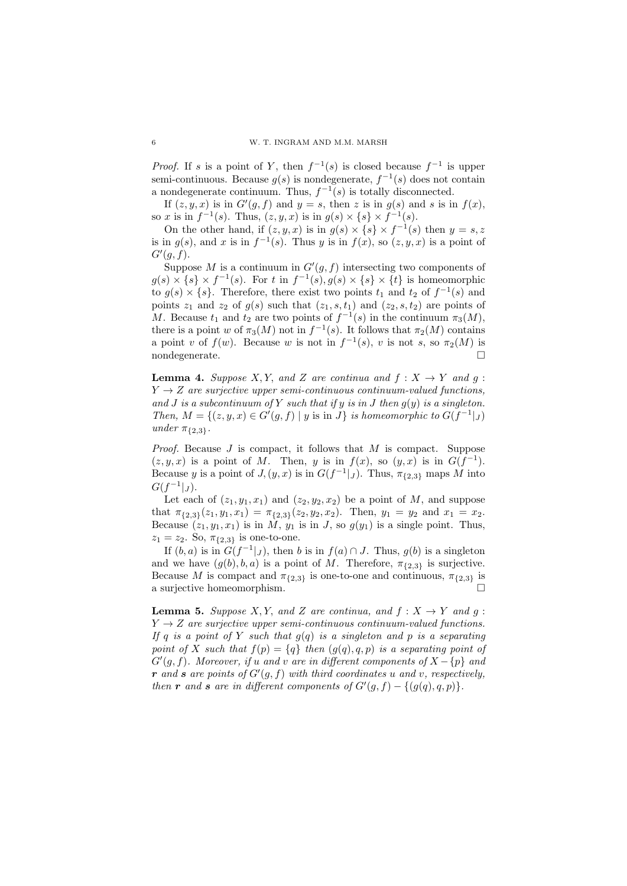*Proof.* If $s$ is a point of $Y$, then $f^{-1}(s)$ is closed because $f^{-1}$ is upper semi-continuous. Because $g(s)$ is nondegenerate, $f^{-1}(s)$ does not contain a nondegenerate continuum. Thus, $f^{-1}(s)$ is totally disconnected.

If $(z, y, x)$ is in $G'(g, f)$ and $y = s$, then $z$ is in $g(s)$ and $s$ is in $f(x)$, so $x$ is in $f^{-1}(s)$. Thus, $(z, y, x)$ is in $g(s) \times \{s\} \times f^{-1}(s)$.

On the other hand, if $(z, y, x)$ is in $g(s) \times \{s\} \times f^{-1}(s)$ then $y = s, z$ is in $g(s)$, and $x$ is in $f^{-1}(s)$. Thus $y$ is in $f(x)$, so $(z, y, x)$ is a point of $G'(g, f)$.

Suppose $M$ is a continuum in $G'(g, f)$ intersecting two components of $g(s) \times \{s\} \times f^{-1}(s)$. For $t$ in $f^{-1}(s), g(s) \times \{s\} \times \{t\}$ is homeomorphic to $g(s) \times \{s\}$. Therefore, there exist two points $t_1$ and $t_2$ of $f^{-1}(s)$ and points $z_1$ and $z_2$ of $g(s)$ such that $(z_1, s, t_1)$ and $(z_2, s, t_2)$ are points of $M$. Because $t_1$ and $t_2$ are two points of $f^{-1}(s)$ in the continuum $\pi_3(M)$, there is a point $w$ of $\pi_3(M)$ not in $f^{-1}(s)$. It follows that $\pi_2(M)$ contains a point $v$ of $f(w)$. Because $w$ is not in $f^{-1}(s)$, $v$ is not $s$, so $\pi_2(M)$ is nondegenerate. $\square$

**Lemma 4.** *Suppose $X, Y,$ and $Z$ are continua and $f : X \to Y$ and $g : Y \to Z$ are surjective upper semi-continuous continuum-valued functions, and $J$ is a subcontinuum of $Y$ such that if $y$ is in $J$ then $g(y)$ is a singleton. Then, $M = \{(z, y, x) \in G'(g, f) \mid y \text{ is in } J\}$ is homeomorphic to $G(f^{-1}|_J)$ under $\pi_{\{2,3\}}$.*

*Proof.* Because $J$ is compact, it follows that $M$ is compact. Suppose $(z, y, x)$ is a point of $M$. Then, $y$ is in $f(x)$, so $(y, x)$ is in $G(f^{-1})$. Because $y$ is a point of $J, (y, x)$ is in $G(f^{-1}|_J)$. Thus, $\pi_{\{2,3\}}$ maps $M$ into $G(f^{-1}|_J)$.

Let each of $(z_1, y_1, x_1)$ and $(z_2, y_2, x_2)$ be a point of $M$, and suppose that $\pi_{\{2,3\}}(z_1, y_1, x_1) = \pi_{\{2,3\}}(z_2, y_2, x_2)$. Then, $y_1 = y_2$ and $x_1 = x_2$. Because $(z_1, y_1, x_1)$ is in $M$, $y_1$ is in $J$, so $g(y_1)$ is a single point. Thus, $z_1 = z_2$. So, $\pi_{\{2,3\}}$ is one-to-one.

If $(b, a)$ is in $G(f^{-1}|_J)$, then $b$ is in $f(a) \cap J$. Thus, $g(b)$ is a singleton and we have $(g(b), b, a)$ is a point of $M$. Therefore, $\pi_{\{2,3\}}$ is surjective. Because $M$ is compact and $\pi_{\{2,3\}}$ is one-to-one and continuous, $\pi_{\{2,3\}}$ is a surjective homeomorphism. $\square$

**Lemma 5.** *Suppose $X, Y,$ and $Z$ are continua, and $f : X \to Y$ and $g : Y \to Z$ are surjective upper semi-continuous continuum-valued functions. If $q$ is a point of $Y$ such that $g(q)$ is a singleton and $p$ is a separating point of $X$ such that $f(p) = \{q\}$ then $(g(q), q, p)$ is a separating point of $G'(g, f)$. Moreover, if $u$ and $v$ are in different components of $X - \{p\}$ and $\boldsymbol{r}$ and $\boldsymbol{s}$ are points of $G'(g, f)$ with third coordinates $u$ and $v$, respectively, then $\boldsymbol{r}$ and $\boldsymbol{s}$ are in different components of $G'(g, f) - \{(g(q), q, p)\}$.*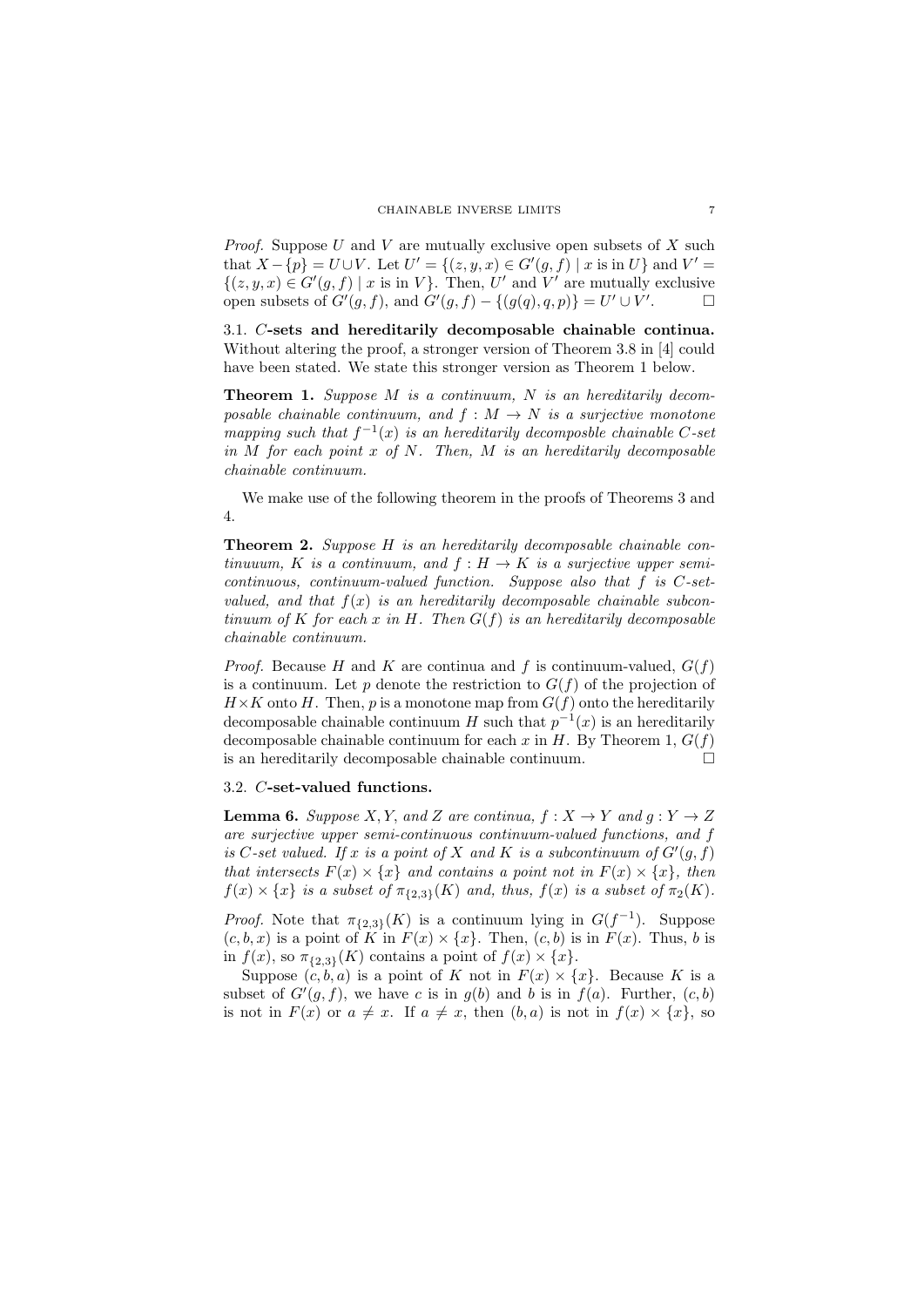*Proof.* Suppose $U$ and $V$ are mutually exclusive open subsets of $X$ such that $X - \{p\} = U \cup V$. Let $U' = \{(z, y, x) \in G'(g, f) \mid x \text{ is in } U\}$ and $V' = \{(z, y, x) \in G'(g, f) \mid x \text{ is in } V\}$. Then, $U'$ and $V'$ are mutually exclusive open subsets of $G'(g, f)$, and $G'(g, f) - \{(g(q), q, p)\} = U' \cup V'$. □

### 3.1. $C$-sets and hereditarily decomposable chainable continua.

Without altering the proof, a stronger version of Theorem 3.8 in [4] could have been stated. We state this stronger version as Theorem 1 below.

**Theorem 1.** *Suppose $M$ is a continuum, $N$ is an hereditarily decomposable chainable continuum, and $f : M \to N$ is a surjective monotone mapping such that $f^{-1}(x)$ is an hereditarily decomposble chainable $C$-set in $M$ for each point $x$ of $N$. Then, $M$ is an hereditarily decomposable chainable continuum.*

We make use of the following theorem in the proofs of Theorems 3 and 4.

**Theorem 2.** *Suppose $H$ is an hereditarily decomposable chainable continuum, $K$ is a continuum, and $f : H \to K$ is a surjective upper semi-continuous, continuum-valued function. Suppose also that $f$ is $C$-set-valued, and that $f(x)$ is an hereditarily decomposable chainable subcontinuum of $K$ for each $x$ in $H$. Then $G(f)$ is an hereditarily decomposable chainable continuum.*

*Proof.* Because $H$ and $K$ are continua and $f$ is continuum-valued, $G(f)$ is a continuum. Let $p$ denote the restriction to $G(f)$ of the projection of $H \times K$ onto $H$. Then, $p$ is a monotone map from $G(f)$ onto the hereditarily decomposable chainable continuum $H$ such that $p^{-1}(x)$ is an hereditarily decomposable chainable continuum for each $x$ in $H$. By Theorem 1, $G(f)$ is an hereditarily decomposable chainable continuum. □

### 3.2. $C$-set-valued functions.

**Lemma 6.** *Suppose $X, Y,$ and $Z$ are continua, $f : X \to Y$ and $g : Y \to Z$ are surjective upper semi-continuous continuum-valued functions, and $f$ is $C$-set valued. If $x$ is a point of $X$ and $K$ is a subcontinuum of $G'(g, f)$ that intersects $F(x) \times \{x\}$ and contains a point not in $F(x) \times \{x\}$, then $f(x) \times \{x\}$ is a subset of $\pi_{\{2,3\}}(K)$ and, thus, $f(x)$ is a subset of $\pi_2(K)$.*

*Proof.* Note that $\pi_{\{2,3\}}(K)$ is a continuum lying in $G(f^{-1})$. Suppose $(c, b, x)$ is a point of $K$ in $F(x) \times \{x\}$. Then, $(c, b)$ is in $F(x)$. Thus, $b$ is in $f(x)$, so $\pi_{\{2,3\}}(K)$ contains a point of $f(x) \times \{x\}$.

Suppose $(c, b, a)$ is a point of $K$ not in $F(x) \times \{x\}$. Because $K$ is a subset of $G'(g, f)$, we have $c$ is in $g(b)$ and $b$ is in $f(a)$. Further, $(c, b)$ is not in $F(x)$ or $a \neq x$. If $a \neq x$, then $(b, a)$ is not in $f(x) \times \{x\}$, so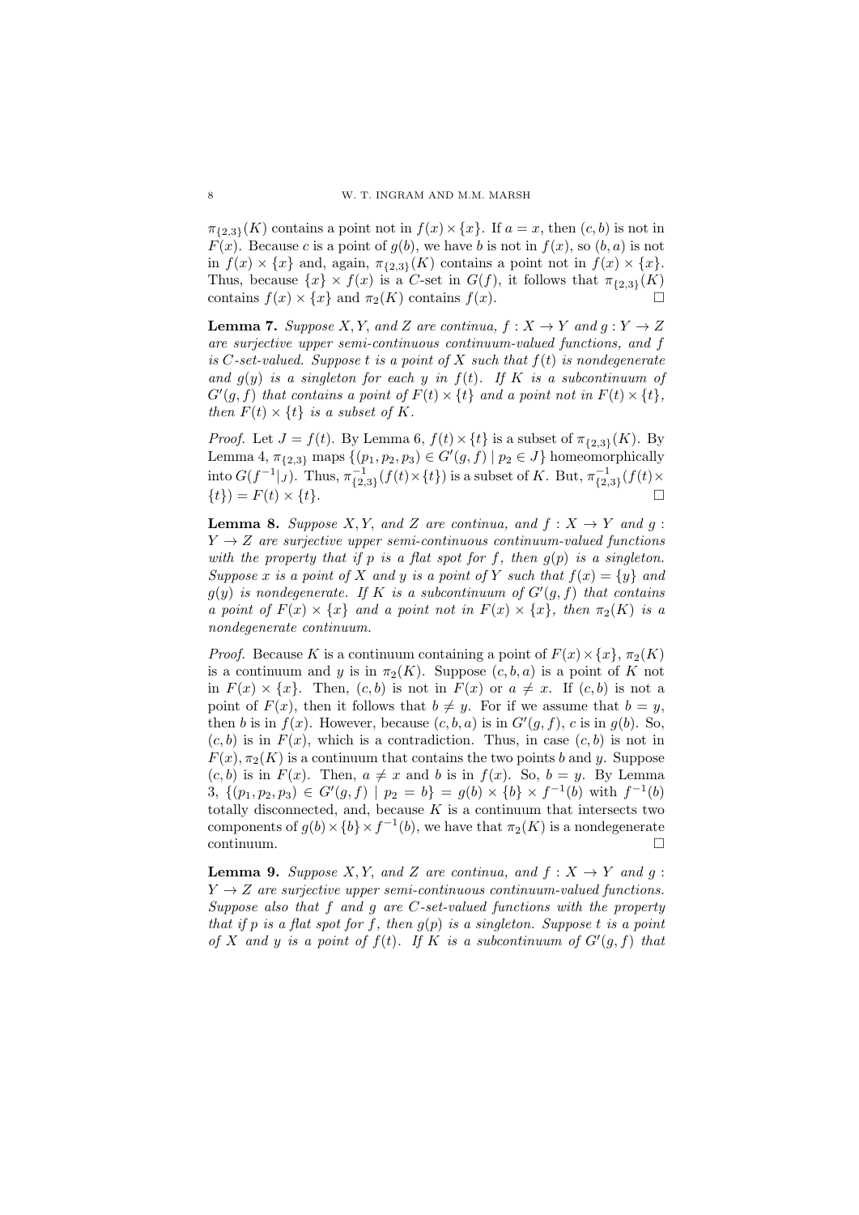$\pi_{\{2,3\}}(K)$ contains a point not in $f(x) \times \{x\}$. If $a = x$, then $(c, b)$ is not in $F(x)$. Because $c$ is a point of $g(b)$, we have $b$ is not in $f(x)$, so $(b, a)$ is not in $f(x) \times \{x\}$ and, again, $\pi_{\{2,3\}}(K)$ contains a point not in $f(x) \times \{x\}$. Thus, because $\{x\} \times f(x)$ is a $C$-set in $G(f)$, it follows that $\pi_{\{2,3\}}(K)$ contains $f(x) \times \{x\}$ and $\pi_2(K)$ contains $f(x)$. $\square$

**Lemma 7.** *Suppose $X, Y$, and $Z$ are continua, $f : X \to Y$ and $g : Y \to Z$ are surjective upper semi-continuous continuum-valued functions, and $f$ is $C$-set-valued. Suppose $t$ is a point of $X$ such that $f(t)$ is nondegenerate and $g(y)$ is a singleton for each $y$ in $f(t)$. If $K$ is a subcontinuum of $G'(g, f)$ that contains a point of $F(t) \times \{t\}$ and a point not in $F(t) \times \{t\}$, then $F(t) \times \{t\}$ is a subset of $K$.*

*Proof.* Let $J = f(t)$. By Lemma 6, $f(t) \times \{t\}$ is a subset of $\pi_{\{2,3\}}(K)$. By Lemma 4, $\pi_{\{2,3\}}$ maps $\{(p_1, p_2, p_3) \in G'(g, f) \mid p_2 \in J\}$ homeomorphically into $G(f^{-1}|_J)$. Thus, $\pi^{-1}_{\{2,3\}}(f(t) \times \{t\})$ is a subset of $K$. But, $\pi^{-1}_{\{2,3\}}(f(t) \times \{t\}) = F(t) \times \{t\}$. $\square$

**Lemma 8.** *Suppose $X, Y$, and $Z$ are continua, and $f : X \to Y$ and $g : Y \to Z$ are surjective upper semi-continuous continuum-valued functions with the property that if $p$ is a flat spot for $f$, then $g(p)$ is a singleton. Suppose $x$ is a point of $X$ and $y$ is a point of $Y$ such that $f(x) = \{y\}$ and $g(y)$ is nondegenerate. If $K$ is a subcontinuum of $G'(g, f)$ that contains a point of $F(x) \times \{x\}$ and a point not in $F(x) \times \{x\}$, then $\pi_2(K)$ is a nondegenerate continuum.*

*Proof.* Because $K$ is a continuum containing a point of $F(x) \times \{x\}$, $\pi_2(K)$ is a continuum and $y$ is in $\pi_2(K)$. Suppose $(c, b, a)$ is a point of $K$ not in $F(x) \times \{x\}$. Then, $(c, b)$ is not in $F(x)$ or $a \neq x$. If $(c, b)$ is not a point of $F(x)$, then it follows that $b \neq y$. For if we assume that $b = y$, then $b$ is in $f(x)$. However, because $(c, b, a)$ is in $G'(g, f)$, $c$ is in $g(b)$. So, $(c, b)$ is in $F(x)$, which is a contradiction. Thus, in case $(c, b)$ is not in $F(x)$, $\pi_2(K)$ is a continuum that contains the two points $b$ and $y$. Suppose $(c, b)$ is in $F(x)$. Then, $a \neq x$ and $b$ is in $f(x)$. So, $b = y$. By Lemma 3, $\{(p_1, p_2, p_3) \in G'(g, f) \mid p_2 = b\} = g(b) \times \{b\} \times f^{-1}(b)$ with $f^{-1}(b)$ totally disconnected, and, because $K$ is a continuum that intersects two components of $g(b) \times \{b\} \times f^{-1}(b)$, we have that $\pi_2(K)$ is a nondegenerate continuum. $\square$

**Lemma 9.** *Suppose $X, Y$, and $Z$ are continua, and $f : X \to Y$ and $g : Y \to Z$ are surjective upper semi-continuous continuum-valued functions. Suppose also that $f$ and $g$ are $C$-set-valued functions with the property that if $p$ is a flat spot for $f$, then $g(p)$ is a singleton. Suppose $t$ is a point of $X$ and $y$ is a point of $f(t)$. If $K$ is a subcontinuum of $G'(g, f)$ that*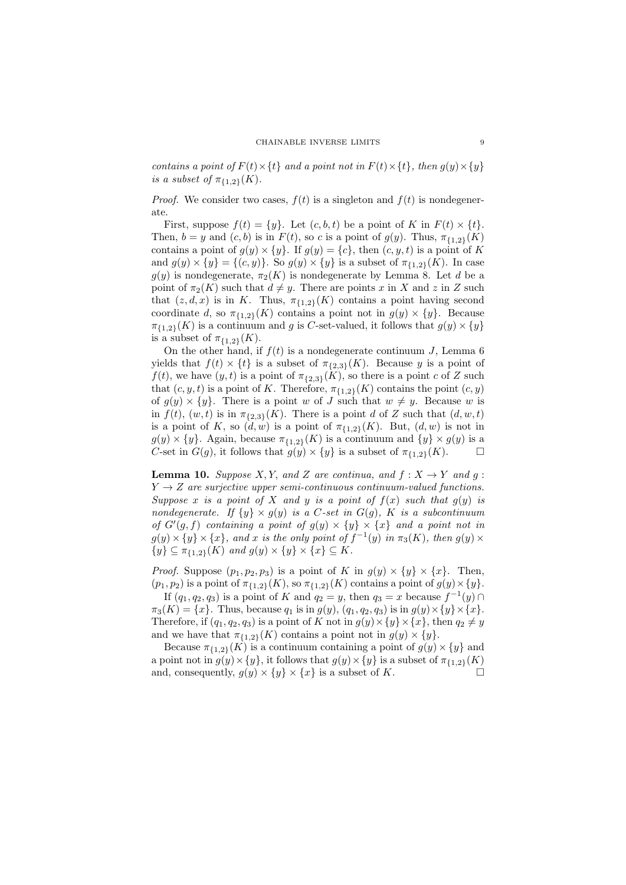*contains a point of $F(t)\times\{t\}$ and a point not in $F(t)\times\{t\}$, then $g(y)\times\{y\}$ is a subset of $\pi_{\{1,2\}}(K)$.*

*Proof.* We consider two cases, $f(t)$ is a singleton and $f(t)$ is nondegenerate.

First, suppose $f(t) = \{y\}$. Let $(c, b, t)$ be a point of $K$ in $F(t) \times \{t\}$. Then, $b = y$ and $(c, b)$ is in $F(t)$, so $c$ is a point of $g(y)$. Thus, $\pi_{\{1,2\}}(K)$ contains a point of $g(y) \times \{y\}$. If $g(y) = \{c\}$, then $(c, y, t)$ is a point of $K$ and $g(y) \times \{y\} = \{(c, y)\}$. So $g(y) \times \{y\}$ is a subset of $\pi_{\{1,2\}}(K)$. In case $g(y)$ is nondegenerate, $\pi_2(K)$ is nondegenerate by Lemma 8. Let $d$ be a point of $\pi_2(K)$ such that $d \neq y$. There are points $x$ in $X$ and $z$ in $Z$ such that $(z, d, x)$ is in $K$. Thus, $\pi_{\{1,2\}}(K)$ contains a point having second coordinate $d$, so $\pi_{\{1,2\}}(K)$ contains a point not in $g(y) \times \{y\}$. Because $\pi_{\{1,2\}}(K)$ is a continuum and $g$ is $C$-set-valued, it follows that $g(y) \times \{y\}$ is a subset of $\pi_{\{1,2\}}(K)$.

On the other hand, if $f(t)$ is a nondegenerate continuum $J$, Lemma 6 yields that $f(t) \times \{t\}$ is a subset of $\pi_{\{2,3\}}(K)$. Because $y$ is a point of $f(t)$, we have $(y, t)$ is a point of $\pi_{\{2,3\}}(K)$, so there is a point $c$ of $Z$ such that $(c, y, t)$ is a point of $K$. Therefore, $\pi_{\{1,2\}}(K)$ contains the point $(c, y)$ of $g(y) \times \{y\}$. There is a point $w$ of $J$ such that $w \neq y$. Because $w$ is in $f(t)$, $(w, t)$ is in $\pi_{\{2,3\}}(K)$. There is a point $d$ of $Z$ such that $(d, w, t)$ is a point of $K$, so $(d, w)$ is a point of $\pi_{\{1,2\}}(K)$. But, $(d, w)$ is not in $g(y) \times \{y\}$. Again, because $\pi_{\{1,2\}}(K)$ is a continuum and $\{y\} \times g(y)$ is a $C$-set in $G(g)$, it follows that $g(y) \times \{y\}$ is a subset of $\pi_{\{1,2\}}(K)$. $\square$

**Lemma 10.** *Suppose $X, Y$, and $Z$ are continua, and $f : X \to Y$ and $g : Y \to Z$ are surjective upper semi-continuous continuum-valued functions. Suppose $x$ is a point of $X$ and $y$ is a point of $f(x)$ such that $g(y)$ is nondegenerate. If $\{y\} \times g(y)$ is a $C$-set in $G(g)$, $K$ is a subcontinuum of $G'(g, f)$ containing a point of $g(y) \times \{y\} \times \{x\}$ and a point not in $g(y) \times \{y\} \times \{x\}$, and $x$ is the only point of $f^{-1}(y)$ in $\pi_3(K)$, then $g(y) \times \{y\} \subseteq \pi_{\{1,2\}}(K)$ and $g(y) \times \{y\} \times \{x\} \subseteq K$.*

*Proof.* Suppose $(p_1, p_2, p_3)$ is a point of $K$ in $g(y) \times \{y\} \times \{x\}$. Then, $(p_1, p_2)$ is a point of $\pi_{\{1,2\}}(K)$, so $\pi_{\{1,2\}}(K)$ contains a point of $g(y) \times \{y\}$.

If $(q_1, q_2, q_3)$ is a point of $K$ and $q_2 = y$, then $q_3 = x$ because $f^{-1}(y) \cap \pi_3(K) = \{x\}$. Thus, because $q_1$ is in $g(y)$, $(q_1, q_2, q_3)$ is in $g(y) \times \{y\} \times \{x\}$. Therefore, if $(q_1, q_2, q_3)$ is a point of $K$ not in $g(y) \times \{y\} \times \{x\}$, then $q_2 \neq y$ and we have that $\pi_{\{1,2\}}(K)$ contains a point not in $g(y) \times \{y\}$.

Because $\pi_{\{1,2\}}(K)$ is a continuum containing a point of $g(y) \times \{y\}$ and a point not in $g(y) \times \{y\}$, it follows that $g(y) \times \{y\}$ is a subset of $\pi_{\{1,2\}}(K)$ and, consequently, $g(y) \times \{y\} \times \{x\}$ is a subset of $K$. $\square$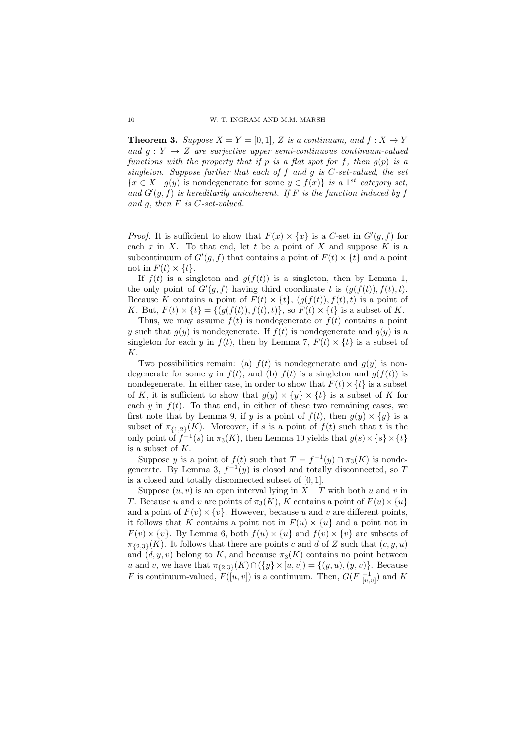**Theorem 3.** *Suppose $X = Y = [0,1]$, $Z$ is a continuum, and $f : X \to Y$ and $g : Y \to Z$ are surjective upper semi-continuous continuum-valued functions with the property that if $p$ is a flat spot for $f$, then $g(p)$ is a singleton. Suppose further that each of $f$ and $g$ is $C$-set-valued, the set $\{x \in X \mid g(y)$ is nondegenerate for some $y \in f(x)\}$ is a $1^{st}$ category set, and $G'(g,f)$ is hereditarily unicoherent. If $F$ is the function induced by $f$ and $g$, then $F$ is $C$-set-valued.*

*Proof.* It is sufficient to show that $F(x) \times \{x\}$ is a $C$-set in $G'(g,f)$ for each $x$ in $X$. To that end, let $t$ be a point of $X$ and suppose $K$ is a subcontinuum of $G'(g,f)$ that contains a point of $F(t) \times \{t\}$ and a point not in $F(t) \times \{t\}$.

If $f(t)$ is a singleton and $g(f(t))$ is a singleton, then by Lemma 1, the only point of $G'(g,f)$ having third coordinate $t$ is $(g(f(t)), f(t), t)$. Because $K$ contains a point of $F(t) \times \{t\}$, $(g(f(t)), f(t), t)$ is a point of $K$. But, $F(t) \times \{t\} = \{(g(f(t)), f(t), t)\}$, so $F(t) \times \{t\}$ is a subset of $K$.

Thus, we may assume $f(t)$ is nondegenerate or $f(t)$ contains a point $y$ such that $g(y)$ is nondegenerate. If $f(t)$ is nondegenerate and $g(y)$ is a singleton for each $y$ in $f(t)$, then by Lemma 7, $F(t) \times \{t\}$ is a subset of $K$.

Two possibilities remain: (a) $f(t)$ is nondegenerate and $g(y)$ is nondegenerate for some $y$ in $f(t)$, and (b) $f(t)$ is a singleton and $g(f(t))$ is nondegenerate. In either case, in order to show that $F(t) \times \{t\}$ is a subset of $K$, it is sufficient to show that $g(y) \times \{y\} \times \{t\}$ is a subset of $K$ for each $y$ in $f(t)$. To that end, in either of these two remaining cases, we first note that by Lemma 9, if $y$ is a point of $f(t)$, then $g(y) \times \{y\}$ is a subset of $\pi_{\{1,2\}}(K)$. Moreover, if $s$ is a point of $f(t)$ such that $t$ is the only point of $f^{-1}(s)$ in $\pi_3(K)$, then Lemma 10 yields that $g(s) \times \{s\} \times \{t\}$ is a subset of $K$.

Suppose $y$ is a point of $f(t)$ such that $T = f^{-1}(y) \cap \pi_3(K)$ is nondegenerate. By Lemma 3, $f^{-1}(y)$ is closed and totally disconnected, so $T$ is a closed and totally disconnected subset of $[0,1]$.

Suppose $(u,v)$ is an open interval lying in $X - T$ with both $u$ and $v$ in $T$. Because $u$ and $v$ are points of $\pi_3(K)$, $K$ contains a point of $F(u) \times \{u\}$ and a point of $F(v) \times \{v\}$. However, because $u$ and $v$ are different points, it follows that $K$ contains a point not in $F(u) \times \{u\}$ and a point not in $F(v) \times \{v\}$. By Lemma 6, both $f(u) \times \{u\}$ and $f(v) \times \{v\}$ are subsets of $\pi_{\{2,3\}}(K)$. It follows that there are points $c$ and $d$ of $Z$ such that $(c, y, u)$ and $(d, y, v)$ belong to $K$, and because $\pi_3(K)$ contains no point between $u$ and $v$, we have that $\pi_{\{2,3\}}(K) \cap (\{y\} \times [u,v]) = \{(y,u), (y,v)\}$. Because $F$ is continuum-valued, $F([u,v])$ is a continuum. Then, $G(F|_{[u,v]}^{-1})$ and $K$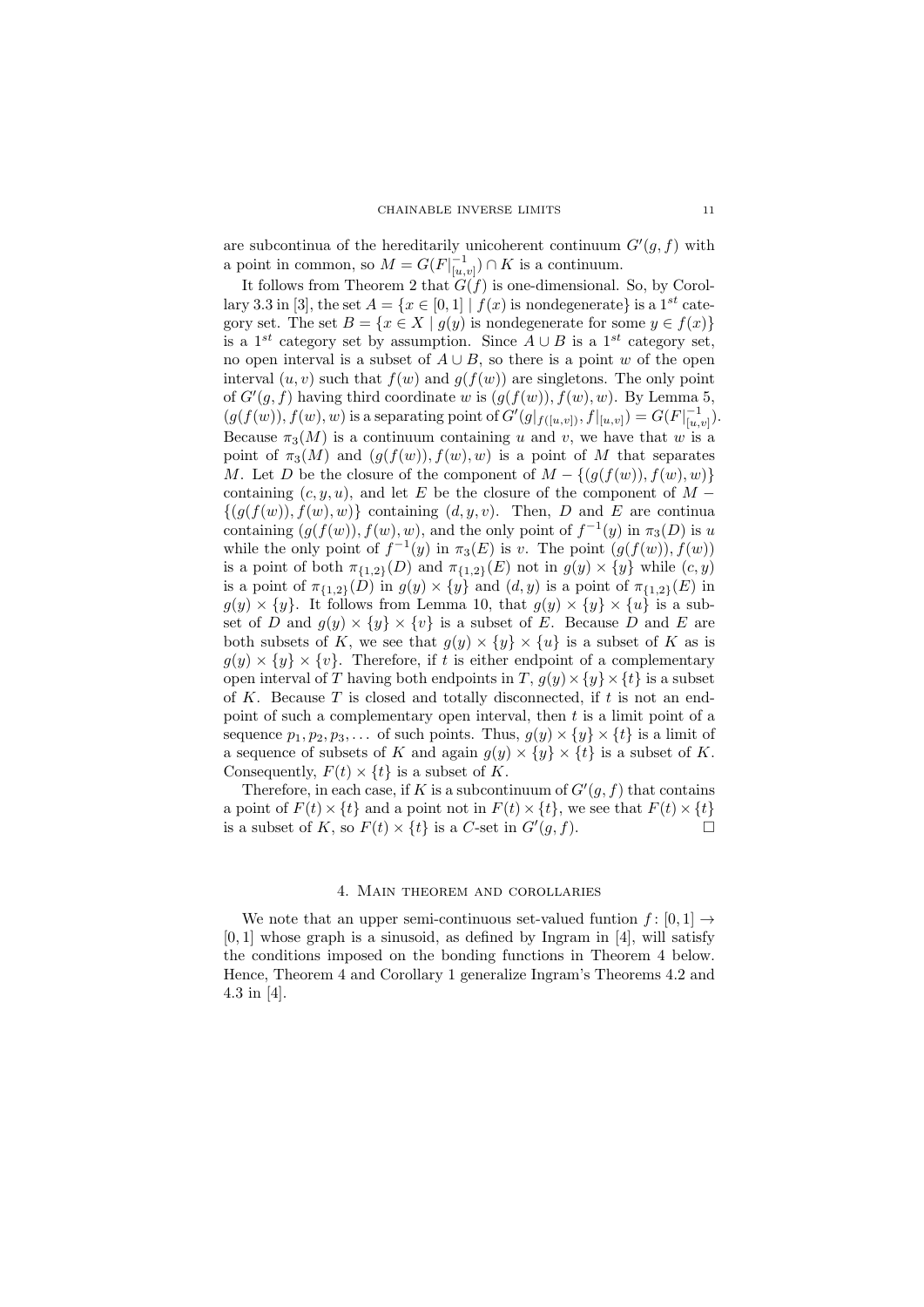are subcontinua of the hereditarily unicoherent continuum $G'(g, f)$ with a point in common, so $M = G(F|_{[u,v]}^{-1}) \cap K$ is a continuum.

It follows from Theorem 2 that $G(f)$ is one-dimensional. So, by Corollary 3.3 in [3], the set $A = \{x \in [0, 1] \mid f(x) \text{ is nondegenerate}\}$ is a $1^{st}$ category set. The set $B = \{x \in X \mid g(y) \text{ is nondegenerate for some } y \in f(x)\}$ is a $1^{st}$ category set by assumption. Since $A \cup B$ is a $1^{st}$ category set, no open interval is a subset of $A \cup B$, so there is a point $w$ of the open interval $(u, v)$ such that $f(w)$ and $g(f(w))$ are singletons. The only point of $G'(g, f)$ having third coordinate $w$ is $(g(f(w)), f(w), w)$. By Lemma 5, $(g(f(w)), f(w), w)$ is a separating point of $G'(g|_{f([u,v])}, f|_{[u,v]}) = G(F|_{[u,v]}^{-1})$. Because $\pi_3(M)$ is a continuum containing $u$ and $v$, we have that $w$ is a point of $\pi_3(M)$ and $(g(f(w)), f(w), w)$ is a point of $M$ that separates $M$. Let $D$ be the closure of the component of $M - \{(g(f(w)), f(w), w)\}$ containing $(c, y, u)$, and let $E$ be the closure of the component of $M - \{(g(f(w)), f(w), w)\}$ containing $(d, y, v)$. Then, $D$ and $E$ are continua containing $(g(f(w)), f(w), w)$, and the only point of $f^{-1}(y)$ in $\pi_3(D)$ is $u$ while the only point of $f^{-1}(y)$ in $\pi_3(E)$ is $v$. The point $(g(f(w)), f(w))$ is a point of both $\pi_{\{1,2\}}(D)$ and $\pi_{\{1,2\}}(E)$ not in $g(y) \times \{y\}$ while $(c, y)$ is a point of $\pi_{\{1,2\}}(D)$ in $g(y) \times \{y\}$ and $(d, y)$ is a point of $\pi_{\{1,2\}}(E)$ in $g(y) \times \{y\}$. It follows from Lemma 10, that $g(y) \times \{y\} \times \{u\}$ is a subset of $D$ and $g(y) \times \{y\} \times \{v\}$ is a subset of $E$. Because $D$ and $E$ are both subsets of $K$, we see that $g(y) \times \{y\} \times \{u\}$ is a subset of $K$ as is $g(y) \times \{y\} \times \{v\}$. Therefore, if $t$ is either endpoint of a complementary open interval of $T$ having both endpoints in $T$, $g(y) \times \{y\} \times \{t\}$ is a subset of $K$. Because $T$ is closed and totally disconnected, if $t$ is not an endpoint of such a complementary open interval, then $t$ is a limit point of a sequence $p_1, p_2, p_3, \ldots$ of such points. Thus, $g(y) \times \{y\} \times \{t\}$ is a limit of a sequence of subsets of $K$ and again $g(y) \times \{y\} \times \{t\}$ is a subset of $K$. Consequently, $F(t) \times \{t\}$ is a subset of $K$.

Therefore, in each case, if $K$ is a subcontinuum of $G'(g, f)$ that contains a point of $F(t) \times \{t\}$ and a point not in $F(t) \times \{t\}$, we see that $F(t) \times \{t\}$ is a subset of $K$, so $F(t) \times \{t\}$ is a $C$-set in $G'(g, f)$. □

## 4. Main theorem and corollaries

We note that an upper semi-continuous set-valued funtion $f : [0, 1] \to [0, 1]$ whose graph is a sinusoid, as defined by Ingram in [4], will satisfy the conditions imposed on the bonding functions in Theorem 4 below. Hence, Theorem 4 and Corollary 1 generalize Ingram's Theorems 4.2 and 4.3 in [4].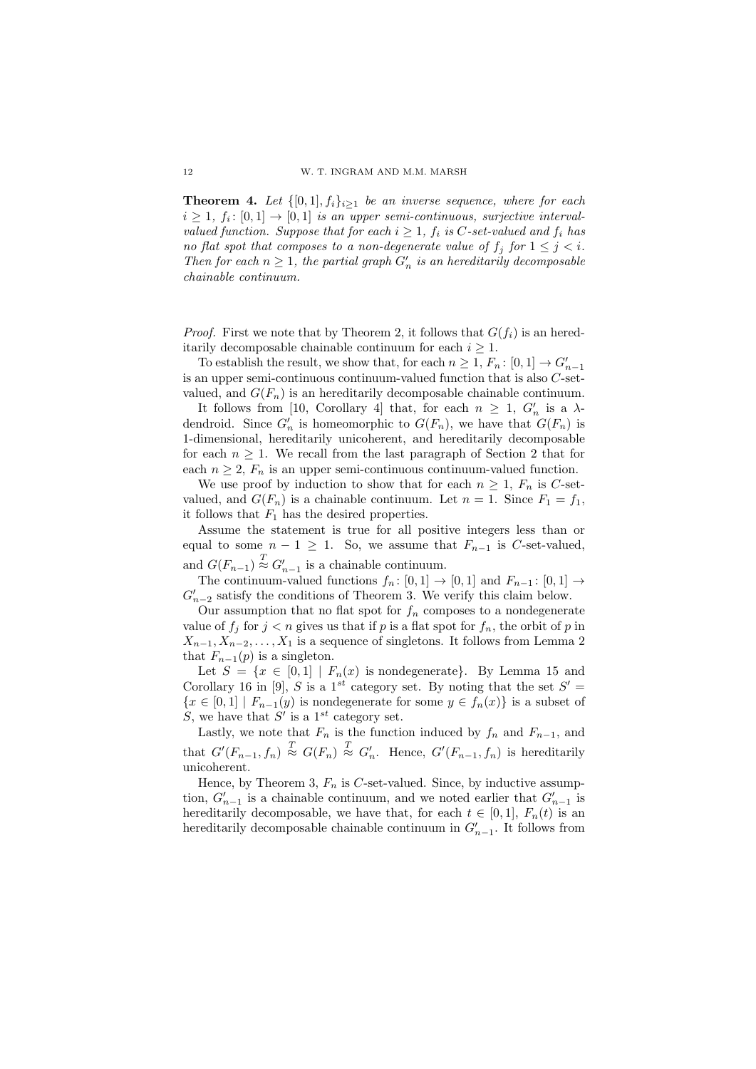**Theorem 4.** *Let $\{[0,1], f_i\}_{i\geq 1}$ be an inverse sequence, where for each $i \geq 1$, $f_i\colon [0,1] \to [0,1]$ is an upper semi-continuous, surjective interval-valued function. Suppose that for each $i \geq 1$, $f_i$ is $C$-set-valued and $f_i$ has no flat spot that composes to a non-degenerate value of $f_j$ for $1 \leq j < i$. Then for each $n \geq 1$, the partial graph $G'_n$ is an hereditarily decomposable chainable continuum.*

*Proof.* First we note that by Theorem 2, it follows that $G(f_i)$ is an hereditarily decomposable chainable continuum for each $i \geq 1$.

To establish the result, we show that, for each $n \geq 1$, $F_n\colon [0,1] \to G'_{n-1}$ is an upper semi-continuous continuum-valued function that is also $C$-set-valued, and $G(F_n)$ is an hereditarily decomposable chainable continuum.

It follows from [10, Corollary 4] that, for each $n \geq 1$, $G'_n$ is a $\lambda$-dendroid. Since $G'_n$ is homeomorphic to $G(F_n)$, we have that $G(F_n)$ is 1-dimensional, hereditarily unicoherent, and hereditarily decomposable for each $n \geq 1$. We recall from the last paragraph of Section 2 that for each $n \geq 2$, $F_n$ is an upper semi-continuous continuum-valued function.

We use proof by induction to show that for each $n \geq 1$, $F_n$ is $C$-set-valued, and $G(F_n)$ is a chainable continuum. Let $n = 1$. Since $F_1 = f_1$, it follows that $F_1$ has the desired properties.

Assume the statement is true for all positive integers less than or equal to some $n - 1 \geq 1$. So, we assume that $F_{n-1}$ is $C$-set-valued, and $G(F_{n-1}) \overset{T}{\approx} G'_{n-1}$ is a chainable continuum.

The continuum-valued functions $f_n\colon [0,1] \to [0,1]$ and $F_{n-1}\colon [0,1] \to G'_{n-2}$ satisfy the conditions of Theorem 3. We verify this claim below.

Our assumption that no flat spot for $f_n$ composes to a nondegenerate value of $f_j$ for $j < n$ gives us that if $p$ is a flat spot for $f_n$, the orbit of $p$ in $X_{n-1}, X_{n-2}, \ldots, X_1$ is a sequence of singletons. It follows from Lemma 2 that $F_{n-1}(p)$ is a singleton.

Let $S = \{x \in [0,1] \mid F_n(x) \text{ is nondegenerate}\}$. By Lemma 15 and Corollary 16 in [9], $S$ is a $1^{st}$ category set. By noting that the set $S' = \{x \in [0,1] \mid F_{n-1}(y) \text{ is nondegenerate for some } y \in f_n(x)\}$ is a subset of $S$, we have that $S'$ is a $1^{st}$ category set.

Lastly, we note that $F_n$ is the function induced by $f_n$ and $F_{n-1}$, and that $G'(F_{n-1}, f_n) \overset{T}{\approx} G(F_n) \overset{T}{\approx} G'_n$. Hence, $G'(F_{n-1}, f_n)$ is hereditarily unicoherent.

Hence, by Theorem 3, $F_n$ is $C$-set-valued. Since, by inductive assumption, $G'_{n-1}$ is a chainable continuum, and we noted earlier that $G'_{n-1}$ is hereditarily decomposable, we have that, for each $t \in [0,1]$, $F_n(t)$ is an hereditarily decomposable chainable continuum in $G'_{n-1}$. It follows from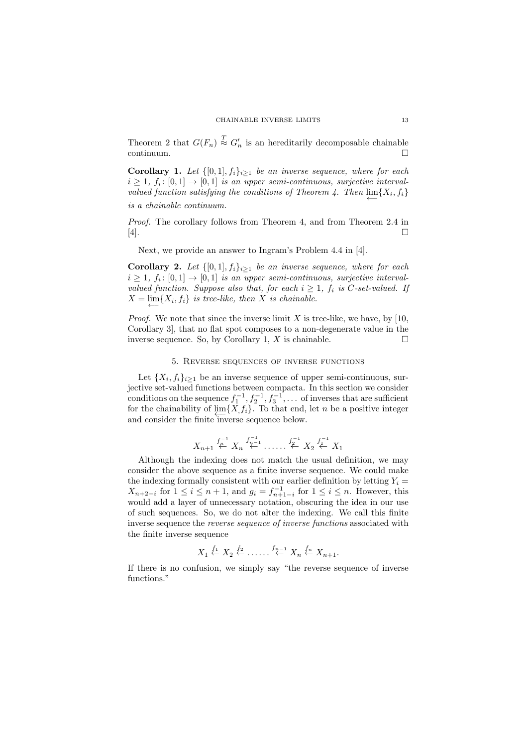Theorem 2 that $G(F_n) \overset{T}{\approx} G'_n$ is an hereditarily decomposable chainable continuum. $\square$

**Corollary 1.** *Let $\{[0,1], f_i\}_{i\geq 1}$ be an inverse sequence, where for each $i \geq 1$, $f_i\colon [0,1] \to [0,1]$ is an upper semi-continuous, surjective interval-valued function satisfying the conditions of Theorem 4. Then $\varprojlim\{X_i, f_i\}$ is a chainable continuum.*

*Proof.* The corollary follows from Theorem 4, and from Theorem 2.4 in [4]. $\square$

Next, we provide an answer to Ingram's Problem 4.4 in [4].

**Corollary 2.** *Let $\{[0,1], f_i\}_{i\geq 1}$ be an inverse sequence, where for each $i \geq 1$, $f_i\colon [0,1] \to [0,1]$ is an upper semi-continuous, surjective interval-valued function. Suppose also that, for each $i \geq 1$, $f_i$ is $C$-set-valued. If $X = \varprojlim\{X_i, f_i\}$ is tree-like, then $X$ is chainable.*

*Proof.* We note that since the inverse limit $X$ is tree-like, we have, by [10, Corollary 3], that no flat spot composes to a non-degenerate value in the inverse sequence. So, by Corollary 1, $X$ is chainable. $\square$

## 5. Reverse sequences of inverse functions

Let $\{X_i, f_i\}_{i\geq 1}$ be an inverse sequence of upper semi-continuous, surjective set-valued functions between compacta. In this section we consider conditions on the sequence $f_1^{-1}, f_2^{-1}, f_3^{-1}, \ldots$ of inverses that are sufficient for the chainability of $\varprojlim\{X, f_i\}$. To that end, let $n$ be a positive integer and consider the finite inverse sequence below.

$$X_{n+1} \overset{f_n^{-1}}{\leftarrow} X_n \overset{f_{n-1}^{-1}}{\leftarrow} \ldots\ldots \overset{f_2^{-1}}{\leftarrow} X_2 \overset{f_1^{-1}}{\leftarrow} X_1$$

Although the indexing does not match the usual definition, we may consider the above sequence as a finite inverse sequence. We could make the indexing formally consistent with our earlier definition by letting $Y_i = X_{n+2-i}$ for $1 \leq i \leq n+1$, and $g_i = f_{n+1-i}^{-1}$ for $1 \leq i \leq n$. However, this would add a layer of unnecessary notation, obscuring the idea in our use of such sequences. So, we do not alter the indexing. We call this finite inverse sequence the *reverse sequence of inverse functions* associated with the finite inverse sequence

$$X_1 \overset{f_1}{\leftarrow} X_2 \overset{f_2}{\leftarrow} \ldots\ldots \overset{f_{n-1}}{\leftarrow} X_n \overset{f_n}{\leftarrow} X_{n+1}.$$

If there is no confusion, we simply say "the reverse sequence of inverse functions."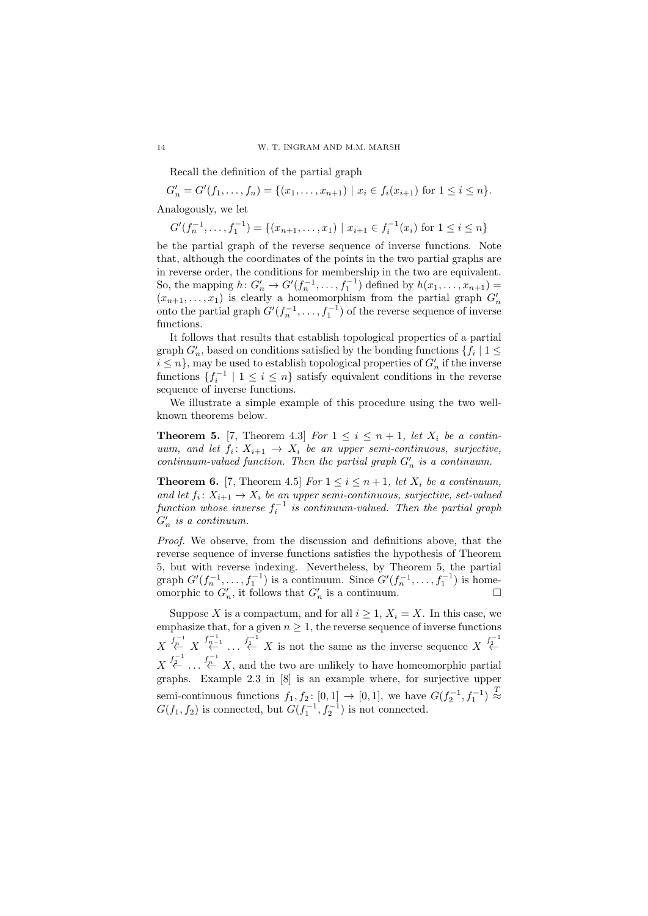Recall the definition of the partial graph

$$G'_n = G'(f_1, \ldots, f_n) = \{(x_1, \ldots, x_{n+1}) \mid x_i \in f_i(x_{i+1}) \text{ for } 1 \leq i \leq n\}.$$

Analogously, we let

$$G'(f_n^{-1}, \ldots, f_1^{-1}) = \{(x_{n+1}, \ldots, x_1) \mid x_{i+1} \in f_i^{-1}(x_i) \text{ for } 1 \leq i \leq n\}$$

be the partial graph of the reverse sequence of inverse functions. Note that, although the coordinates of the points in the two partial graphs are in reverse order, the conditions for membership in the two are equivalent. So, the mapping $h\colon G'_n \to G'(f_n^{-1}, \ldots, f_1^{-1})$ defined by $h(x_1, \ldots, x_{n+1}) = (x_{n+1}, \ldots, x_1)$ is clearly a homeomorphism from the partial graph $G'_n$ onto the partial graph $G'(f_n^{-1}, \ldots, f_1^{-1})$ of the reverse sequence of inverse functions.

It follows that results that establish topological properties of a partial graph $G'_n$, based on conditions satisfied by the bonding functions $\{f_i \mid 1 \leq i \leq n\}$, may be used to establish topological properties of $G'_n$ if the inverse functions $\{f_i^{-1} \mid 1 \leq i \leq n\}$ satisfy equivalent conditions in the reverse sequence of inverse functions.

We illustrate a simple example of this procedure using the two well-known theorems below.

**Theorem 5.** [7, Theorem 4.3] *For $1 \leq i \leq n+1$, let $X_i$ be a continuum, and let $f_i\colon X_{i+1} \to X_i$ be an upper semi-continuous, surjective, continuum-valued function. Then the partial graph $G'_n$ is a continuum.*

**Theorem 6.** [7, Theorem 4.5] *For $1 \leq i \leq n+1$, let $X_i$ be a continuum, and let $f_i\colon X_{i+1} \to X_i$ be an upper semi-continuous, surjective, set-valued function whose inverse $f_i^{-1}$ is continuum-valued. Then the partial graph $G'_n$ is a continuum.*

*Proof.* We observe, from the discussion and definitions above, that the reverse sequence of inverse functions satisfies the hypothesis of Theorem 5, but with reverse indexing. Nevertheless, by Theorem 5, the partial graph $G'(f_n^{-1}, \ldots, f_1^{-1})$ is a continuum. Since $G'(f_n^{-1}, \ldots, f_1^{-1})$ is homeomorphic to $G'_n$, it follows that $G'_n$ is a continuum. □

Suppose $X$ is a compactum, and for all $i \geq 1$, $X_i = X$. In this case, we emphasize that, for a given $n \geq 1$, the reverse sequence of inverse functions $X \overset{f_n^{-1}}{\leftarrow} X \overset{f_{n-1}^{-1}}{\leftarrow} \ldots \overset{f_1^{-1}}{\leftarrow} X$ is not the same as the inverse sequence $X \overset{f_1^{-1}}{\leftarrow} X \overset{f_2^{-1}}{\leftarrow} \ldots \overset{f_n^{-1}}{\leftarrow} X$, and the two are unlikely to have homeomorphic partial graphs. Example 2.3 in [8] is an example where, for surjective upper semi-continuous functions $f_1, f_2\colon [0,1] \to [0,1]$, we have $G(f_2^{-1}, f_1^{-1}) \overset{T}{\approx} G(f_1, f_2)$ is connected, but $G(f_1^{-1}, f_2^{-1})$ is not connected.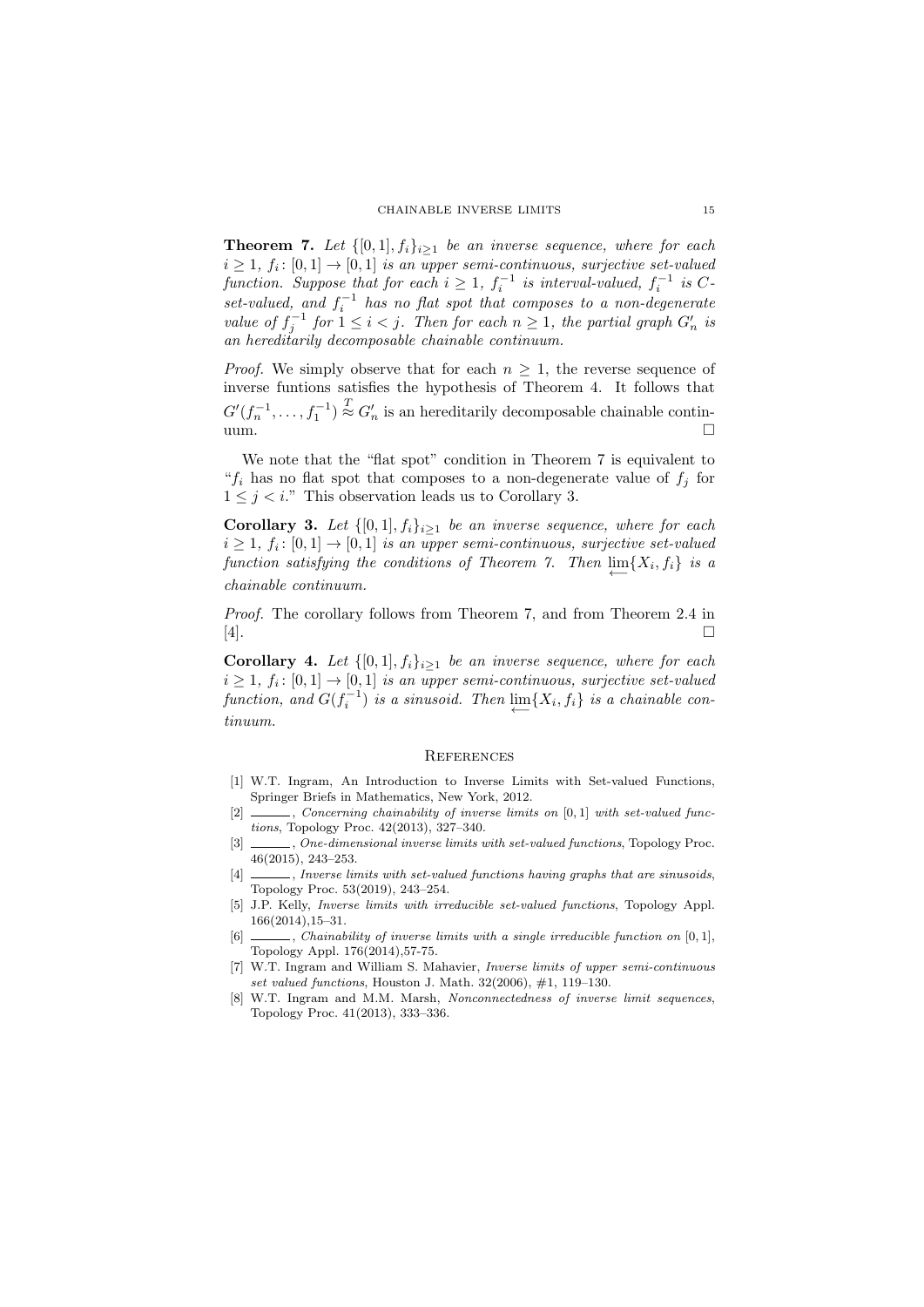**Theorem 7.** *Let $\{[0,1], f_i\}_{i\geq 1}$ be an inverse sequence, where for each $i \geq 1$, $f_i\colon [0,1] \to [0,1]$ is an upper semi-continuous, surjective set-valued function. Suppose that for each $i \geq 1$, $f_i^{-1}$ is interval-valued, $f_i^{-1}$ is $C$-set-valued, and $f_i^{-1}$ has no flat spot that composes to a non-degenerate value of $f_j^{-1}$ for $1 \leq i < j$. Then for each $n \geq 1$, the partial graph $G'_n$ is an hereditarily decomposable chainable continuum.*

*Proof.* We simply observe that for each $n \geq 1$, the reverse sequence of inverse funtions satisfies the hypothesis of Theorem 4. It follows that $G'(f_n^{-1}, \ldots, f_1^{-1}) \overset{T}{\approx} G'_n$ is an hereditarily decomposable chainable continuum. □

We note that the "flat spot" condition in Theorem 7 is equivalent to "$f_i$ has no flat spot that composes to a non-degenerate value of $f_j$ for $1 \leq j < i$." This observation leads us to Corollary 3.

**Corollary 3.** *Let $\{[0,1], f_i\}_{i\geq 1}$ be an inverse sequence, where for each $i \geq 1$, $f_i\colon [0,1] \to [0,1]$ is an upper semi-continuous, surjective set-valued function satisfying the conditions of Theorem 7. Then $\varprojlim\{X_i, f_i\}$ is a chainable continuum.*

*Proof.* The corollary follows from Theorem 7, and from Theorem 2.4 in [4]. □

**Corollary 4.** *Let $\{[0,1], f_i\}_{i\geq 1}$ be an inverse sequence, where for each $i \geq 1$, $f_i\colon [0,1] \to [0,1]$ is an upper semi-continuous, surjective set-valued function, and $G(f_i^{-1})$ is a sinusoid. Then $\varprojlim\{X_i, f_i\}$ is a chainable continuum.*

## References

[1] W.T. Ingram, An Introduction to Inverse Limits with Set-valued Functions, Springer Briefs in Mathematics, New York, 2012.

[2] ______, *Concerning chainability of inverse limits on* $[0,1]$ *with set-valued functions*, Topology Proc. 42(2013), 327–340.

[3] ______, *One-dimensional inverse limits with set-valued functions*, Topology Proc. 46(2015), 243–253.

[4] ______, *Inverse limits with set-valued functions having graphs that are sinusoids*, Topology Proc. 53(2019), 243–254.

[5] J.P. Kelly, *Inverse limits with irreducible set-valued functions*, Topology Appl. 166(2014),15–31.

[6] ______, *Chainability of inverse limits with a single irreducible function on* $[0,1]$, Topology Appl. 176(2014),57-75.

[7] W.T. Ingram and William S. Mahavier, *Inverse limits of upper semi-continuous set valued functions*, Houston J. Math. 32(2006), #1, 119–130.

[8] W.T. Ingram and M.M. Marsh, *Nonconnectedness of inverse limit sequences*, Topology Proc. 41(2013), 333–336.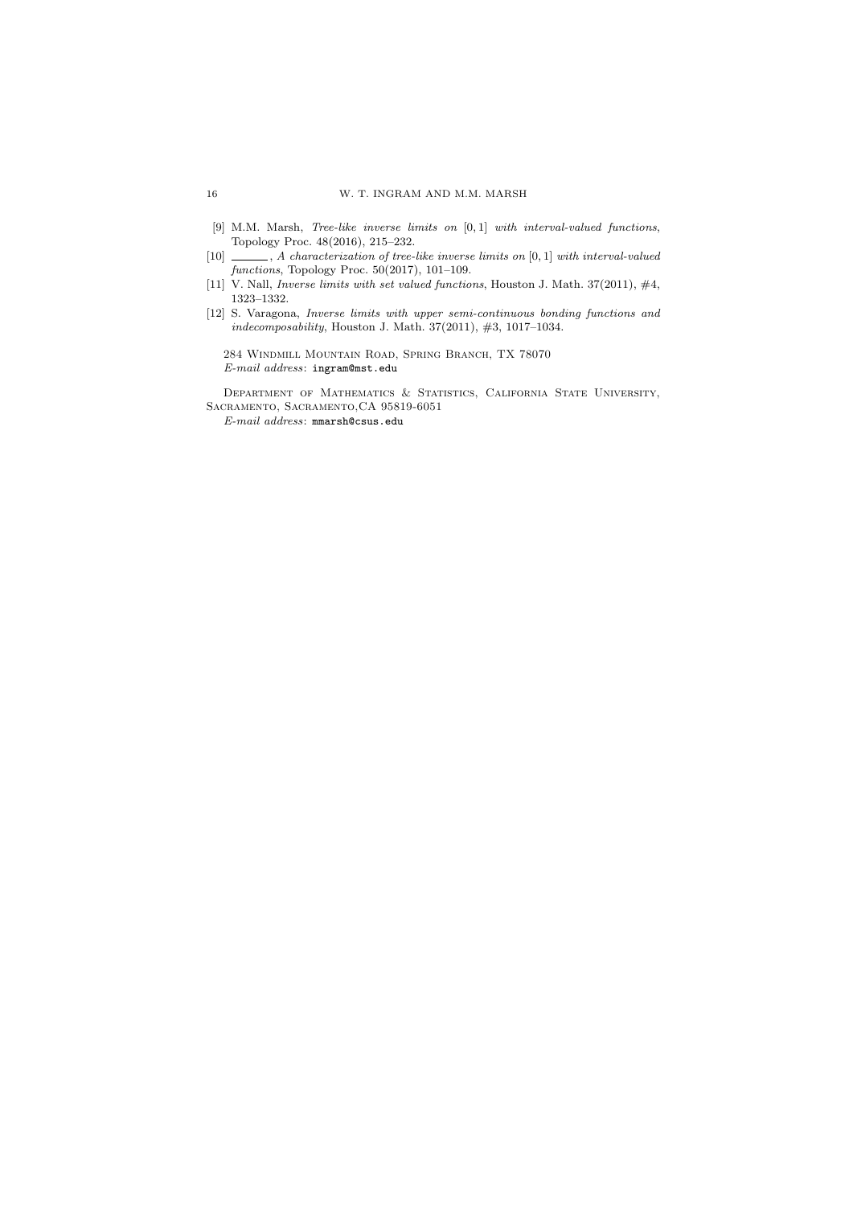[9] M.M. Marsh, *Tree-like inverse limits on* $[0, 1]$ *with interval-valued functions*, Topology Proc. 48(2016), 215–232.

[10] ______, *A characterization of tree-like inverse limits on* $[0, 1]$ *with interval-valued functions*, Topology Proc. 50(2017), 101–109.

[11] V. Nall, *Inverse limits with set valued functions*, Houston J. Math. 37(2011), #4, 1323–1332.

[12] S. Varagona, *Inverse limits with upper semi-continuous bonding functions and indecomposability*, Houston J. Math. 37(2011), #3, 1017–1034.

284 Windmill Mountain Road, Spring Branch, TX 78070
*E-mail address*: ingram@mst.edu

Department of Mathematics & Statistics, California State University, Sacramento, Sacramento,CA 95819-6051
*E-mail address*: mmarsh@csus.edu